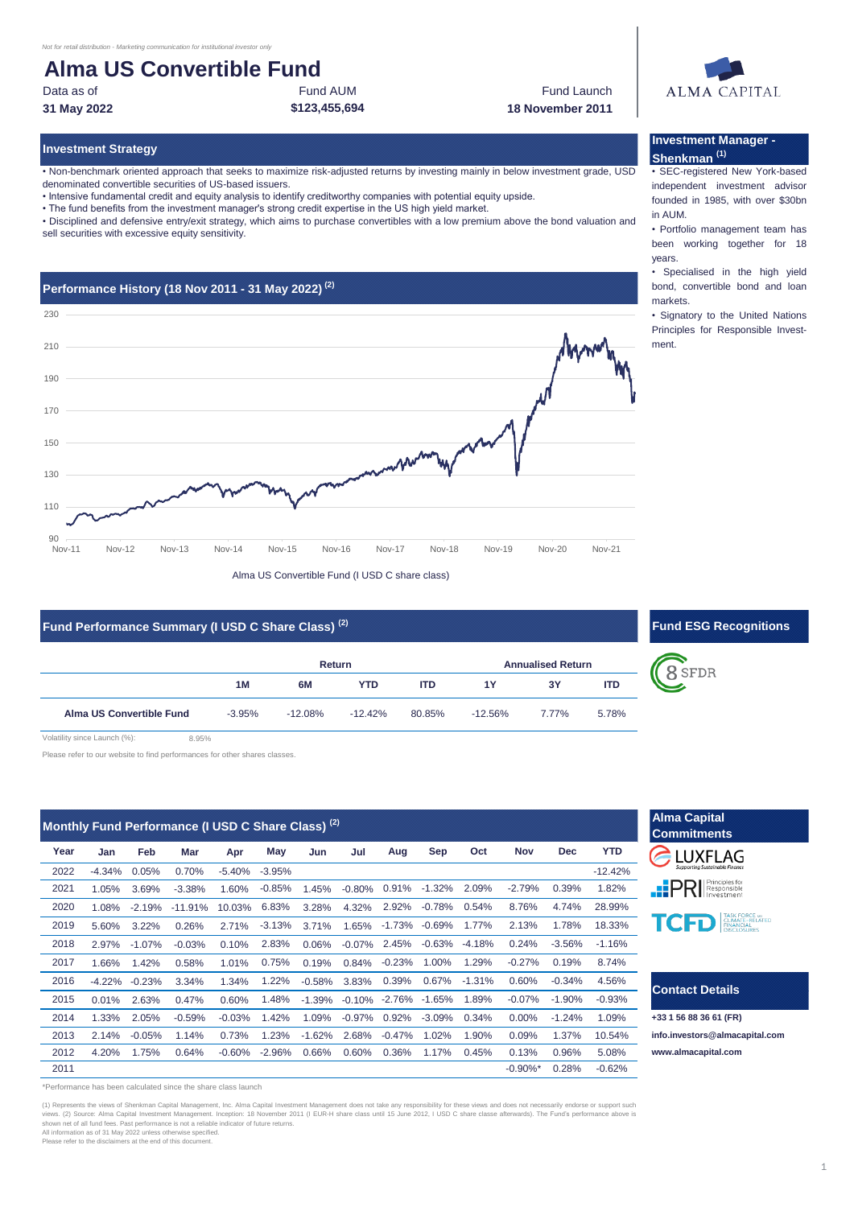*Not for retail distribution - Marketing communication for institutional investor only*

# Alma US Convertible Fund

| Data as of | Fund AUM | Fund Launch |
|---|---|---|
| **31 May 2022** | **$123,455,694** | **18 November 2011** |

## Investment Strategy

- Non-benchmark oriented approach that seeks to maximize risk-adjusted returns by investing mainly in below investment grade, USD denominated convertible securities of US-based issuers.
- Intensive fundamental credit and equity analysis to identify creditworthy companies with potential equity upside.
- The fund benefits from the investment manager's strong credit expertise in the US high yield market.
- Disciplined and defensive entry/exit strategy, which aims to purchase convertibles with a low premium above the bond valuation and sell securities with excessive equity sensitivity.

## Performance History (18 Nov 2011 - 31 May 2022) (2)

Alma US Convertible Fund (I USD C share class)

## Investment Manager - Shenkman (1)

- SEC-registered New York-based independent investment advisor founded in 1985, with over $30bn in AUM.
- Portfolio management team has been working together for 18 years.
- Specialised in the high yield bond, convertible bond and loan markets.
- Signatory to the United Nations Principles for Responsible Investment.

## Fund Performance Summary (I USD C Share Class) (2)

| | Return | | | | Annualised Return | | |
|---|---|---|---|---|---|---|---|
| | 1M | 6M | YTD | ITD | 1Y | 3Y | ITD |
| **Alma US Convertible Fund** | -3.95% | -12.08% | -12.42% | 80.85% | -12.56% | 7.77% | 5.78% |

Volatility since Launch (%): 8.95%

Please refer to our website to find performances for other shares classes.

## Fund ESG Recognitions

8 SFDR

## Monthly Fund Performance (I USD C Share Class) (2)

| Year | Jan | Feb | Mar | Apr | May | Jun | Jul | Aug | Sep | Oct | Nov | Dec | YTD |
|---|---|---|---|---|---|---|---|---|---|---|---|---|---|
| 2022 | -4.34% | 0.05% | 0.70% | -5.40% | -3.95% | | | | | | | | -12.42% |
| 2021 | 1.05% | 3.69% | -3.38% | 1.60% | -0.85% | 1.45% | -0.80% | 0.91% | -1.32% | 2.09% | -2.79% | 0.39% | 1.82% |
| 2020 | 1.08% | -2.19% | -11.91% | 10.03% | 6.83% | 3.28% | 4.32% | 2.92% | -0.78% | 0.54% | 8.76% | 4.74% | 28.99% |
| 2019 | 5.60% | 3.22% | 0.26% | 2.71% | -3.13% | 3.71% | 1.65% | -1.73% | -0.69% | 1.77% | 2.13% | 1.78% | 18.33% |
| 2018 | 2.97% | -1.07% | -0.03% | 0.10% | 2.83% | 0.06% | -0.07% | 2.45% | -0.63% | -4.18% | 0.24% | -3.56% | -1.16% |
| 2017 | 1.66% | 1.42% | 0.58% | 1.01% | 0.75% | 0.19% | 0.84% | -0.23% | 1.00% | 1.29% | -0.27% | 0.19% | 8.74% |
| 2016 | -4.22% | -0.23% | 3.34% | 1.34% | 1.22% | -0.58% | 3.83% | 0.39% | 0.67% | -1.31% | 0.60% | -0.34% | 4.56% |
| 2015 | 0.01% | 2.63% | 0.47% | 0.60% | 1.48% | -1.39% | -0.10% | -2.76% | -1.65% | 1.89% | -0.07% | -1.90% | -0.93% |
| 2014 | 1.33% | 2.05% | -0.59% | -0.03% | 1.42% | 1.09% | -0.97% | 0.92% | -3.09% | 0.34% | 0.00% | -1.24% | 1.09% |
| 2013 | 2.14% | -0.05% | 1.14% | 0.73% | 1.23% | -1.62% | 2.68% | -0.47% | 1.02% | 1.90% | 0.09% | 1.37% | 10.54% |
| 2012 | 4.20% | 1.75% | 0.64% | -0.60% | -2.96% | 0.66% | 0.60% | 0.36% | 1.17% | 0.45% | 0.13% | 0.96% | 5.08% |
| 2011 | | | | | | | | | | | -0.90%* | 0.28% | -0.62% |

*Performance has been calculated since the share class launch

## Alma Capital Commitments

LUXFLAG, PRI Principles for Responsible Investment, TCFD Task Force on Climate-Related Financial Disclosures

## Contact Details

**+33 1 56 88 36 61 (FR)**

**info.investors@almacapital.com**

**www.almacapital.com**

(1) Represents the views of Shenkman Capital Management, Inc. Alma Capital Investment Management does not take any responsibility for these views and does not necessarily endorse or support such views. (2) Source: Alma Capital Investment Management. Inception: 18 November 2011 (I EUR-H share class until 15 June 2012, I USD C share classe afterwards). The Fund's performance above is shown net of all fund fees. Past performance is not a reliable indicator of future returns.
All information as of 31 May 2022 unless otherwise specified.
Please refer to the disclaimers at the end of this document.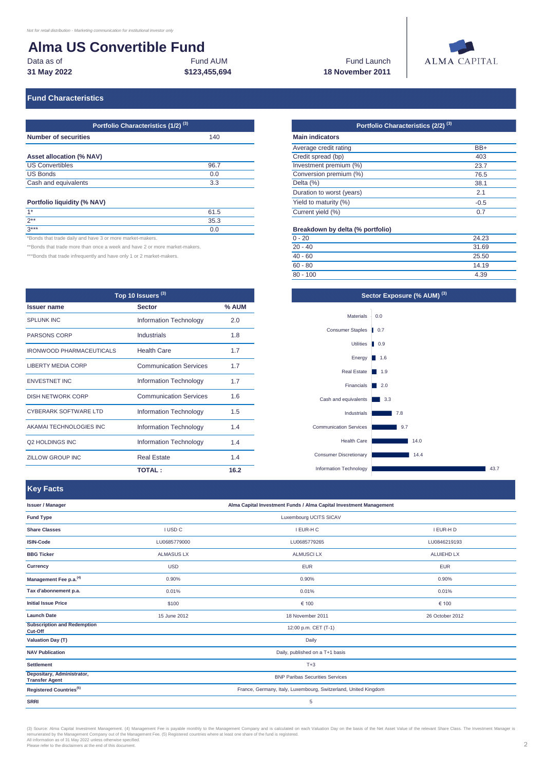*Not for retail distribution - Marketing communication for institutional investor only*

# Alma US Convertible Fund

| Data as of | Fund AUM | Fund Launch |
|---|---|---|
| **31 May 2022** | **$123,455,694** | **18 November 2011** |

ALMA CAPITAL

## Fund Characteristics

| Portfolio Characteristics (1/2) [(3)] | |
|---|---|
| **Number of securities** | 140 |
| **Asset allocation (% NAV)** | |
| US Convertibles | 96.7 |
| US Bonds | 0.0 |
| Cash and equivalents | 3.3 |
| **Portfolio liquidity (% NAV)** | |
| 1* | 61.5 |
| 2** | 35.3 |
| 3*** | 0.0 |

*Bonds that trade daily and have 3 or more market-makers.

**Bonds that trade more than once a week and have 2 or more market-makers.

***Bonds that trade infrequently and have only 1 or 2 market-makers.

| Portfolio Characteristics (2/2) [(3)] | |
|---|---|
| **Main indicators** | |
| Average credit rating | BB+ |
| Credit spread (bp) | 403 |
| Investment premium (%) | 23.7 |
| Conversion premium (%) | 76.5 |
| Delta (%) | 38.1 |
| Duration to worst (years) | 2.1 |
| Yield to maturity (%) | -0.5 |
| Current yield (%) | 0.7 |
| **Breakdown by delta (% portfolio)** | |
| 0 - 20 | 24.23 |
| 20 - 40 | 31.69 |
| 40 - 60 | 25.50 |
| 60 - 80 | 14.19 |
| 80 - 100 | 4.39 |

### Top 10 Issuers [(3)]

| Issuer name | Sector | % AUM |
|---|---|---|
| SPLUNK INC | Information Technology | 2.0 |
| PARSONS CORP | Industrials | 1.8 |
| IRONWOOD PHARMACEUTICALS | Health Care | 1.7 |
| LIBERTY MEDIA CORP | Communication Services | 1.7 |
| ENVESTNET INC | Information Technology | 1.7 |
| DISH NETWORK CORP | Communication Services | 1.6 |
| CYBERARK SOFTWARE LTD | Information Technology | 1.5 |
| AKAMAI TECHNOLOGIES INC | Information Technology | 1.4 |
| Q2 HOLDINGS INC | Information Technology | 1.4 |
| ZILLOW GROUP INC | Real Estate | 1.4 |
| | **TOTAL :** | **16.2** |

### Sector Exposure (% AUM) [(3)]

| Sector | % AUM |
|---|---|
| Materials | 0.0 |
| Consumer Staples | 0.7 |
| Utilities | 0.9 |
| Energy | 1.6 |
| Real Estate | 1.9 |
| Financials | 2.0 |
| Cash and equivalents | 3.3 |
| Industrials | 7.8 |
| Communication Services | 9.7 |
| Health Care | 14.0 |
| Consumer Discretionary | 14.4 |
| Information Technology | 43.7 |

## Key Facts

| | | | |
|---|---|---|---|
| **Issuer / Manager** | Alma Capital Investment Funds / Alma Capital Investment Management | | |
| **Fund Type** | Luxembourg UCITS SICAV | | |
| **Share Classes** | I USD C | I EUR-H C | I EUR-H D |
| **ISIN-Code** | LU0685779000 | LU0685779265 | LU0846219193 |
| **BBG Ticker** | ALMASUS LX | ALMUSCI LX | ALUIEHD LX |
| **Currency** | USD | EUR | EUR |
| **Management Fee p.a.[(4)]** | 0.90% | 0.90% | 0.90% |
| **Tax d'abonnement p.a.** | 0.01% | 0.01% | 0.01% |
| **Initial Issue Price** | $100 | € 100 | € 100 |
| **Launch Date** | 15 June 2012 | 18 November 2011 | 26 October 2012 |
| **Subscription and Redemption Cut-Off** | 12:00 p.m. CET (T-1) | | |
| **Valuation Day (T)** | Daily | | |
| **NAV Publication** | Daily, published on a T+1 basis | | |
| **Settlement** | T+3 | | |
| **Depositary, Administrator, Transfer Agent** | BNP Paribas Securities Services | | |
| **Registered Countries[(5)]** | France, Germany, Italy, Luxembourg, Switzerland, United Kingdom | | |
| **SRRI** | 5 | | |

(3) Source: Alma Capital Investment Management. (4) Management Fee is payable monthly to the Management Company and is calculated on each Valuation Day on the basis of the Net Asset Value of the relevant Share Class. The Investment Manager is remunerated by the Management Company out of the Management Fee. (5) Registered countries where at least one share of the fund is registered.
All information as of 31 May 2022 unless otherwise specified.
Please refer to the disclaimers at the end of this document.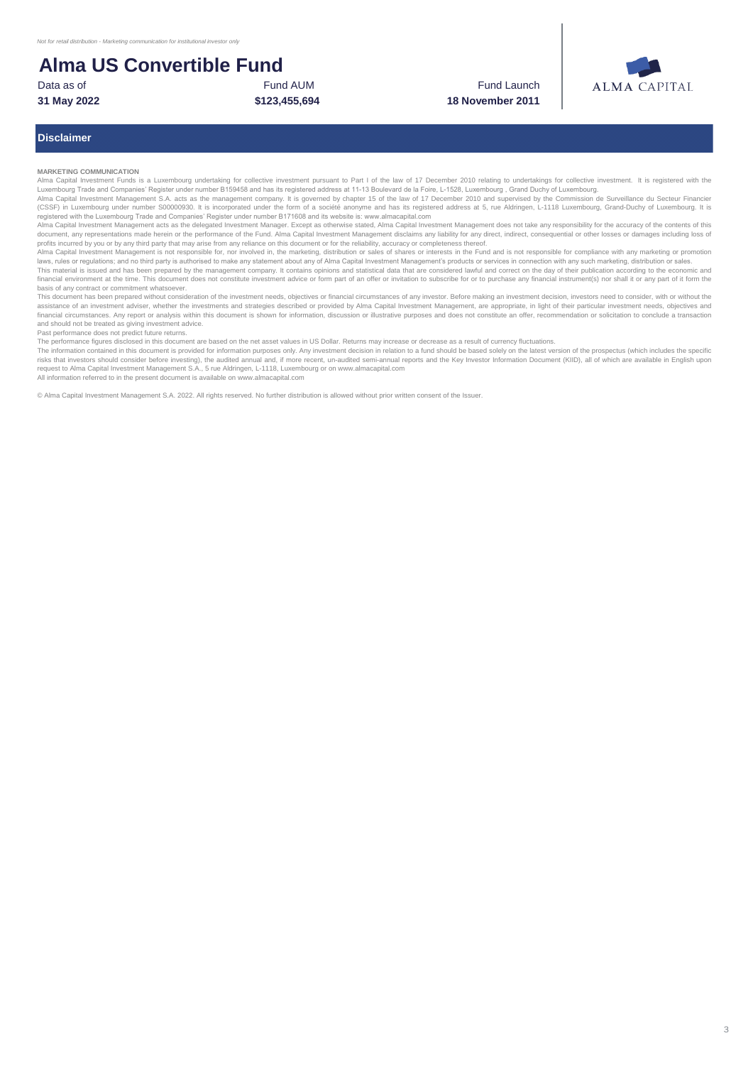*Not for retail distribution - Marketing communication for institutional investor only*

# Alma US Convertible Fund

| Data as of | Fund AUM | Fund Launch |
|---|---|---|
| **31 May 2022** | **$123,455,694** | **18 November 2011** |

ALMA CAPITAL

## Disclaimer

**MARKETING COMMUNICATION**

Alma Capital Investment Funds is a Luxembourg undertaking for collective investment pursuant to Part I of the law of 17 December 2010 relating to undertakings for collective investment. It is registered with the Luxembourg Trade and Companies' Register under number B159458 and has its registered address at 11-13 Boulevard de la Foire, L-1528, Luxembourg , Grand Duchy of Luxembourg.

Alma Capital Investment Management S.A. acts as the management company. It is governed by chapter 15 of the law of 17 December 2010 and supervised by the Commission de Surveillance du Secteur Financier (CSSF) in Luxembourg under number S00000930. It is incorporated under the form of a société anonyme and has its registered address at 5, rue Aldringen, L-1118 Luxembourg, Grand-Duchy of Luxembourg. It is registered with the Luxembourg Trade and Companies' Register under number B171608 and its website is: www.almacapital.com

Alma Capital Investment Management acts as the delegated Investment Manager. Except as otherwise stated, Alma Capital Investment Management does not take any responsibility for the accuracy of the contents of this document, any representations made herein or the performance of the Fund. Alma Capital Investment Management disclaims any liability for any direct, indirect, consequential or other losses or damages including loss of profits incurred by you or by any third party that may arise from any reliance on this document or for the reliability, accuracy or completeness thereof.

Alma Capital Investment Management is not responsible for, nor involved in, the marketing, distribution or sales of shares or interests in the Fund and is not responsible for compliance with any marketing or promotion laws, rules or regulations; and no third party is authorised to make any statement about any of Alma Capital Investment Management's products or services in connection with any such marketing, distribution or sales.

This material is issued and has been prepared by the management company. It contains opinions and statistical data that are considered lawful and correct on the day of their publication according to the economic and financial environment at the time. This document does not constitute investment advice or form part of an offer or invitation to subscribe for or to purchase any financial instrument(s) nor shall it or any part of it form the basis of any contract or commitment whatsoever.

This document has been prepared without consideration of the investment needs, objectives or financial circumstances of any investor. Before making an investment decision, investors need to consider, with or without the assistance of an investment adviser, whether the investments and strategies described or provided by Alma Capital Investment Management, are appropriate, in light of their particular investment needs, objectives and financial circumstances. Any report or analysis within this document is shown for information, discussion or illustrative purposes and does not constitute an offer, recommendation or solicitation to conclude a transaction and should not be treated as giving investment advice.

Past performance does not predict future returns.

The performance figures disclosed in this document are based on the net asset values in US Dollar. Returns may increase or decrease as a result of currency fluctuations.

The information contained in this document is provided for information purposes only. Any investment decision in relation to a fund should be based solely on the latest version of the prospectus (which includes the specific risks that investors should consider before investing), the audited annual and, if more recent, un-audited semi-annual reports and the Key Investor Information Document (KIID), all of which are available in English upon request to Alma Capital Investment Management S.A., 5 rue Aldringen, L-1118, Luxembourg or on www.almacapital.com

All information referred to in the present document is available on www.almacapital.com

© Alma Capital Investment Management S.A. 2022. All rights reserved. No further distribution is allowed without prior written consent of the Issuer.